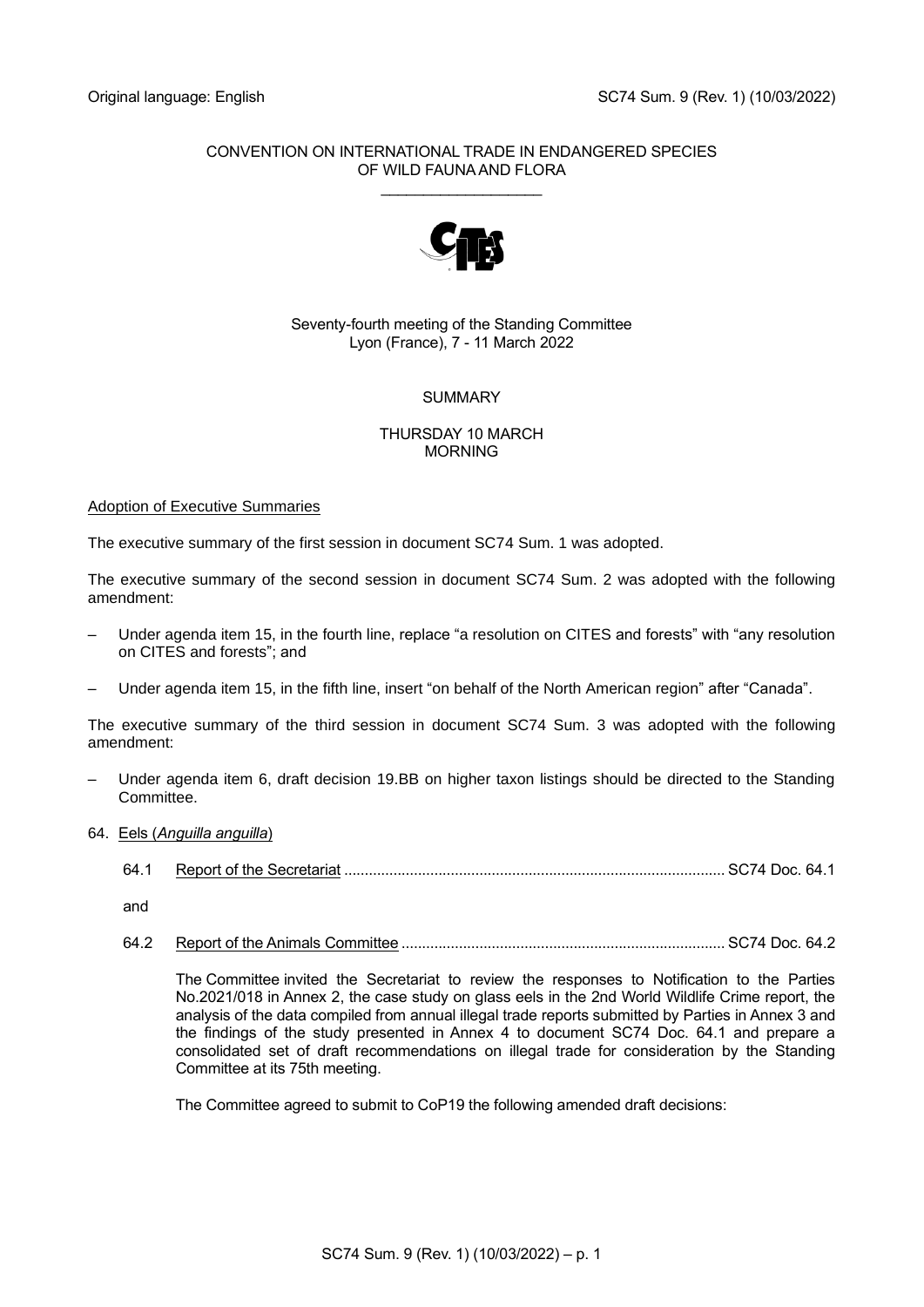Original language: English SC74 Sum. 9 (Rev. 1) (10/03/2022)

CONVENTION ON INTERNATIONAL TRADE IN ENDANGERED SPECIES OF WILD FAUNA AND FLORA

\_\_\_\_\_\_\_\_\_\_\_\_\_\_\_\_\_\_\_

Seventy-fourth meeting of the Standing Committee
Lyon (France), 7 - 11 March 2022

SUMMARY

THURSDAY 10 MARCH
MORNING

Adoption of Executive Summaries

The executive summary of the first session in document SC74 Sum. 1 was adopted.

The executive summary of the second session in document SC74 Sum. 2 was adopted with the following amendment:

– Under agenda item 15, in the fourth line, replace "a resolution on CITES and forests" with "any resolution on CITES and forests"; and

– Under agenda item 15, in the fifth line, insert "on behalf of the North American region" after "Canada".

The executive summary of the third session in document SC74 Sum. 3 was adopted with the following amendment:

– Under agenda item 6, draft decision 19.BB on higher taxon listings should be directed to the Standing Committee.

64. Eels (*Anguilla anguilla*)

64.1 Report of the Secretariat ........................................................................................... SC74 Doc. 64.1

and

64.2 Report of the Animals Committee ............................................................................. SC74 Doc. 64.2

The Committee invited the Secretariat to review the responses to Notification to the Parties No.2021/018 in Annex 2, the case study on glass eels in the 2nd World Wildlife Crime report, the analysis of the data compiled from annual illegal trade reports submitted by Parties in Annex 3 and the findings of the study presented in Annex 4 to document SC74 Doc. 64.1 and prepare a consolidated set of draft recommendations on illegal trade for consideration by the Standing Committee at its 75th meeting.

The Committee agreed to submit to CoP19 the following amended draft decisions: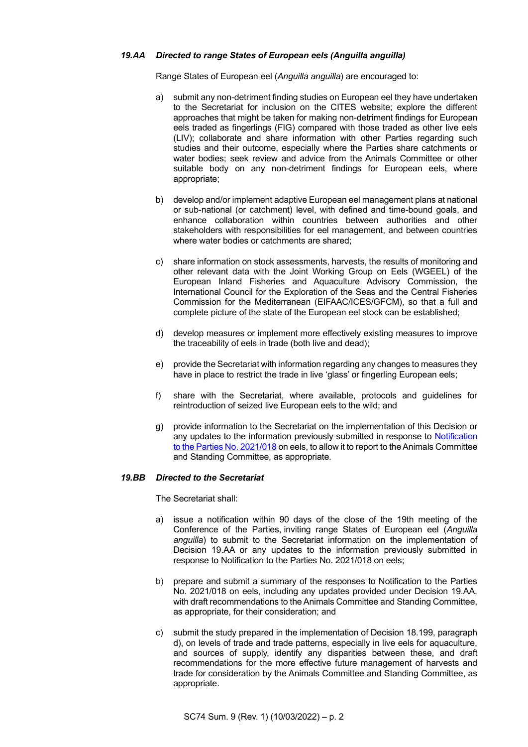### *19.AA Directed to range States of European eels (Anguilla anguilla)*

Range States of European eel (*Anguilla anguilla*) are encouraged to:

a) submit any non-detriment finding studies on European eel they have undertaken to the Secretariat for inclusion on the CITES website; explore the different approaches that might be taken for making non-detriment findings for European eels traded as fingerlings (FIG) compared with those traded as other live eels (LIV); collaborate and share information with other Parties regarding such studies and their outcome, especially where the Parties share catchments or water bodies; seek review and advice from the Animals Committee or other suitable body on any non-detriment findings for European eels, where appropriate;

b) develop and/or implement adaptive European eel management plans at national or sub-national (or catchment) level, with defined and time-bound goals, and enhance collaboration within countries between authorities and other stakeholders with responsibilities for eel management, and between countries where water bodies or catchments are shared;

c) share information on stock assessments, harvests, the results of monitoring and other relevant data with the Joint Working Group on Eels (WGEEL) of the European Inland Fisheries and Aquaculture Advisory Commission, the International Council for the Exploration of the Seas and the Central Fisheries Commission for the Mediterranean (EIFAAC/ICES/GFCM), so that a full and complete picture of the state of the European eel stock can be established;

d) develop measures or implement more effectively existing measures to improve the traceability of eels in trade (both live and dead);

e) provide the Secretariat with information regarding any changes to measures they have in place to restrict the trade in live 'glass' or fingerling European eels;

f) share with the Secretariat, where available, protocols and guidelines for reintroduction of seized live European eels to the wild; and

g) provide information to the Secretariat on the implementation of this Decision or any updates to the information previously submitted in response to Notification to the Parties No. 2021/018 on eels, to allow it to report to the Animals Committee and Standing Committee, as appropriate.

### *19.BB Directed to the Secretariat*

The Secretariat shall:

a) issue a notification within 90 days of the close of the 19th meeting of the Conference of the Parties, inviting range States of European eel (*Anguilla anguilla*) to submit to the Secretariat information on the implementation of Decision 19.AA or any updates to the information previously submitted in response to Notification to the Parties No. 2021/018 on eels;

b) prepare and submit a summary of the responses to Notification to the Parties No. 2021/018 on eels, including any updates provided under Decision 19.AA, with draft recommendations to the Animals Committee and Standing Committee, as appropriate, for their consideration; and

c) submit the study prepared in the implementation of Decision 18.199, paragraph d), on levels of trade and trade patterns, especially in live eels for aquaculture, and sources of supply, identify any disparities between these, and draft recommendations for the more effective future management of harvests and trade for consideration by the Animals Committee and Standing Committee, as appropriate.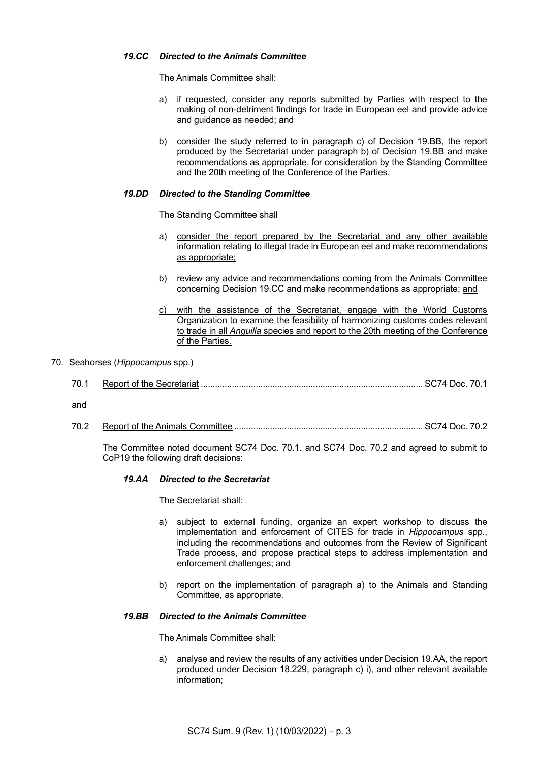*19.CC Directed to the Animals Committee*

The Animals Committee shall:

a) if requested, consider any reports submitted by Parties with respect to the making of non-detriment findings for trade in European eel and provide advice and guidance as needed; and

b) consider the study referred to in paragraph c) of Decision 19.BB, the report produced by the Secretariat under paragraph b) of Decision 19.BB and make recommendations as appropriate, for consideration by the Standing Committee and the 20th meeting of the Conference of the Parties.

*19.DD Directed to the Standing Committee*

The Standing Committee shall

a) consider the report prepared by the Secretariat and any other available information relating to illegal trade in European eel and make recommendations as appropriate;

b) review any advice and recommendations coming from the Animals Committee concerning Decision 19.CC and make recommendations as appropriate; and

c) with the assistance of the Secretariat, engage with the World Customs Organization to examine the feasibility of harmonizing customs codes relevant to trade in all *Anguilla* species and report to the 20th meeting of the Conference of the Parties.

70. Seahorses (*Hippocampus* spp.)

70.1 Report of the Secretariat ............................................................................................ SC74 Doc. 70.1

and

70.2 Report of the Animals Committee .............................................................................. SC74 Doc. 70.2

The Committee noted document SC74 Doc. 70.1. and SC74 Doc. 70.2 and agreed to submit to CoP19 the following draft decisions:

*19.AA Directed to the Secretariat*

The Secretariat shall:

a) subject to external funding, organize an expert workshop to discuss the implementation and enforcement of CITES for trade in *Hippocampus* spp., including the recommendations and outcomes from the Review of Significant Trade process, and propose practical steps to address implementation and enforcement challenges; and

b) report on the implementation of paragraph a) to the Animals and Standing Committee, as appropriate.

*19.BB Directed to the Animals Committee*

The Animals Committee shall:

a) analyse and review the results of any activities under Decision 19.AA, the report produced under Decision 18.229, paragraph c) i), and other relevant available information;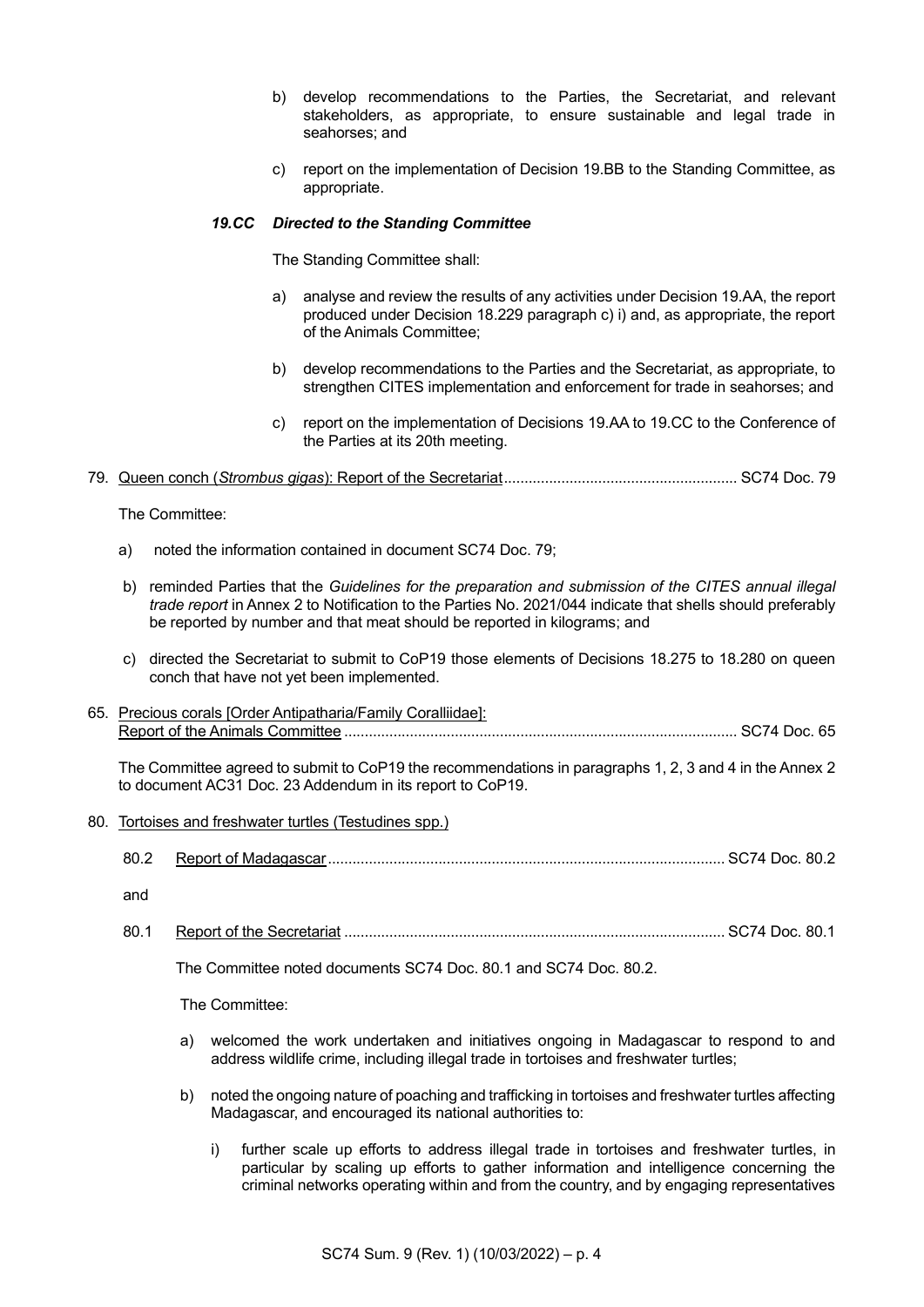b) develop recommendations to the Parties, the Secretariat, and relevant stakeholders, as appropriate, to ensure sustainable and legal trade in seahorses; and

c) report on the implementation of Decision 19.BB to the Standing Committee, as appropriate.

***19.CC Directed to the Standing Committee***

The Standing Committee shall:

a) analyse and review the results of any activities under Decision 19.AA, the report produced under Decision 18.229 paragraph c) i) and, as appropriate, the report of the Animals Committee;

b) develop recommendations to the Parties and the Secretariat, as appropriate, to strengthen CITES implementation and enforcement for trade in seahorses; and

c) report on the implementation of Decisions 19.AA to 19.CC to the Conference of the Parties at its 20th meeting.

79. Queen conch (*Strombus gigas*): Report of the Secretariat ........................................................ SC74 Doc. 79

The Committee:

a) noted the information contained in document SC74 Doc. 79;

b) reminded Parties that the *Guidelines for the preparation and submission of the CITES annual illegal trade report* in Annex 2 to Notification to the Parties No. 2021/044 indicate that shells should preferably be reported by number and that meat should be reported in kilograms; and

c) directed the Secretariat to submit to CoP19 those elements of Decisions 18.275 to 18.280 on queen conch that have not yet been implemented.

65. Precious corals [Order Antipatharia/Family Coralliidae]:
Report of the Animals Committee ............................................................................................. SC74 Doc. 65

The Committee agreed to submit to CoP19 the recommendations in paragraphs 1, 2, 3 and 4 in the Annex 2 to document AC31 Doc. 23 Addendum in its report to CoP19.

80. Tortoises and freshwater turtles (Testudines spp.)

80.2 Report of Madagascar ................................................................................................ SC74 Doc. 80.2

and

80.1 Report of the Secretariat ............................................................................................ SC74 Doc. 80.1

The Committee noted documents SC74 Doc. 80.1 and SC74 Doc. 80.2.

The Committee:

a) welcomed the work undertaken and initiatives ongoing in Madagascar to respond to and address wildlife crime, including illegal trade in tortoises and freshwater turtles;

b) noted the ongoing nature of poaching and trafficking in tortoises and freshwater turtles affecting Madagascar, and encouraged its national authorities to:

i) further scale up efforts to address illegal trade in tortoises and freshwater turtles, in particular by scaling up efforts to gather information and intelligence concerning the criminal networks operating within and from the country, and by engaging representatives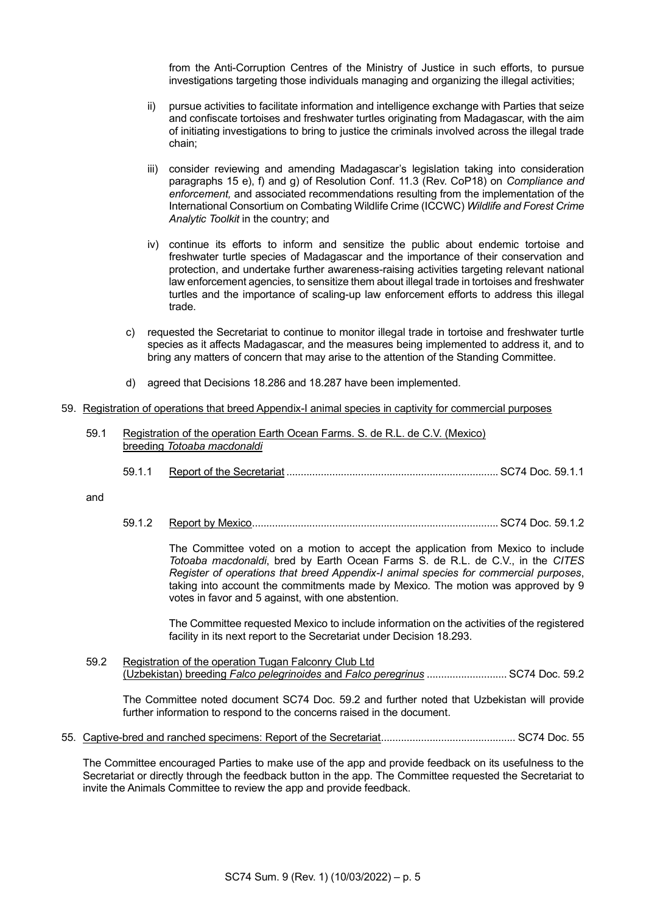from the Anti-Corruption Centres of the Ministry of Justice in such efforts, to pursue investigations targeting those individuals managing and organizing the illegal activities;

ii) pursue activities to facilitate information and intelligence exchange with Parties that seize and confiscate tortoises and freshwater turtles originating from Madagascar, with the aim of initiating investigations to bring to justice the criminals involved across the illegal trade chain;

iii) consider reviewing and amending Madagascar's legislation taking into consideration paragraphs 15 e), f) and g) of Resolution Conf. 11.3 (Rev. CoP18) on *Compliance and enforcement,* and associated recommendations resulting from the implementation of the International Consortium on Combating Wildlife Crime (ICCWC) *Wildlife and Forest Crime Analytic Toolkit* in the country; and

iv) continue its efforts to inform and sensitize the public about endemic tortoise and freshwater turtle species of Madagascar and the importance of their conservation and protection, and undertake further awareness-raising activities targeting relevant national law enforcement agencies, to sensitize them about illegal trade in tortoises and freshwater turtles and the importance of scaling-up law enforcement efforts to address this illegal trade.

c) requested the Secretariat to continue to monitor illegal trade in tortoise and freshwater turtle species as it affects Madagascar, and the measures being implemented to address it, and to bring any matters of concern that may arise to the attention of the Standing Committee.

d) agreed that Decisions 18.286 and 18.287 have been implemented.

59. Registration of operations that breed Appendix-I animal species in captivity for commercial purposes

59.1 Registration of the operation Earth Ocean Farms. S. de R.L. de C.V. (Mexico) breeding *Totoaba macdonaldi*

59.1.1 Report of the Secretariat .......................................................................... SC74 Doc. 59.1.1

and

59.1.2 Report by Mexico..................................................................................... SC74 Doc. 59.1.2

The Committee voted on a motion to accept the application from Mexico to include *Totoaba macdonaldi*, bred by Earth Ocean Farms S. de R.L. de C.V., in the *CITES Register of operations that breed Appendix-I animal species for commercial purposes*, taking into account the commitments made by Mexico. The motion was approved by 9 votes in favor and 5 against, with one abstention.

The Committee requested Mexico to include information on the activities of the registered facility in its next report to the Secretariat under Decision 18.293.

59.2 Registration of the operation Tugan Falconry Club Ltd (Uzbekistan) breeding *Falco pelegrinoides* and *Falco peregrinus* ............................ SC74 Doc. 59.2

The Committee noted document SC74 Doc. 59.2 and further noted that Uzbekistan will provide further information to respond to the concerns raised in the document.

55. Captive-bred and ranched specimens: Report of the Secretariat.............................................. SC74 Doc. 55

The Committee encouraged Parties to make use of the app and provide feedback on its usefulness to the Secretariat or directly through the feedback button in the app. The Committee requested the Secretariat to invite the Animals Committee to review the app and provide feedback.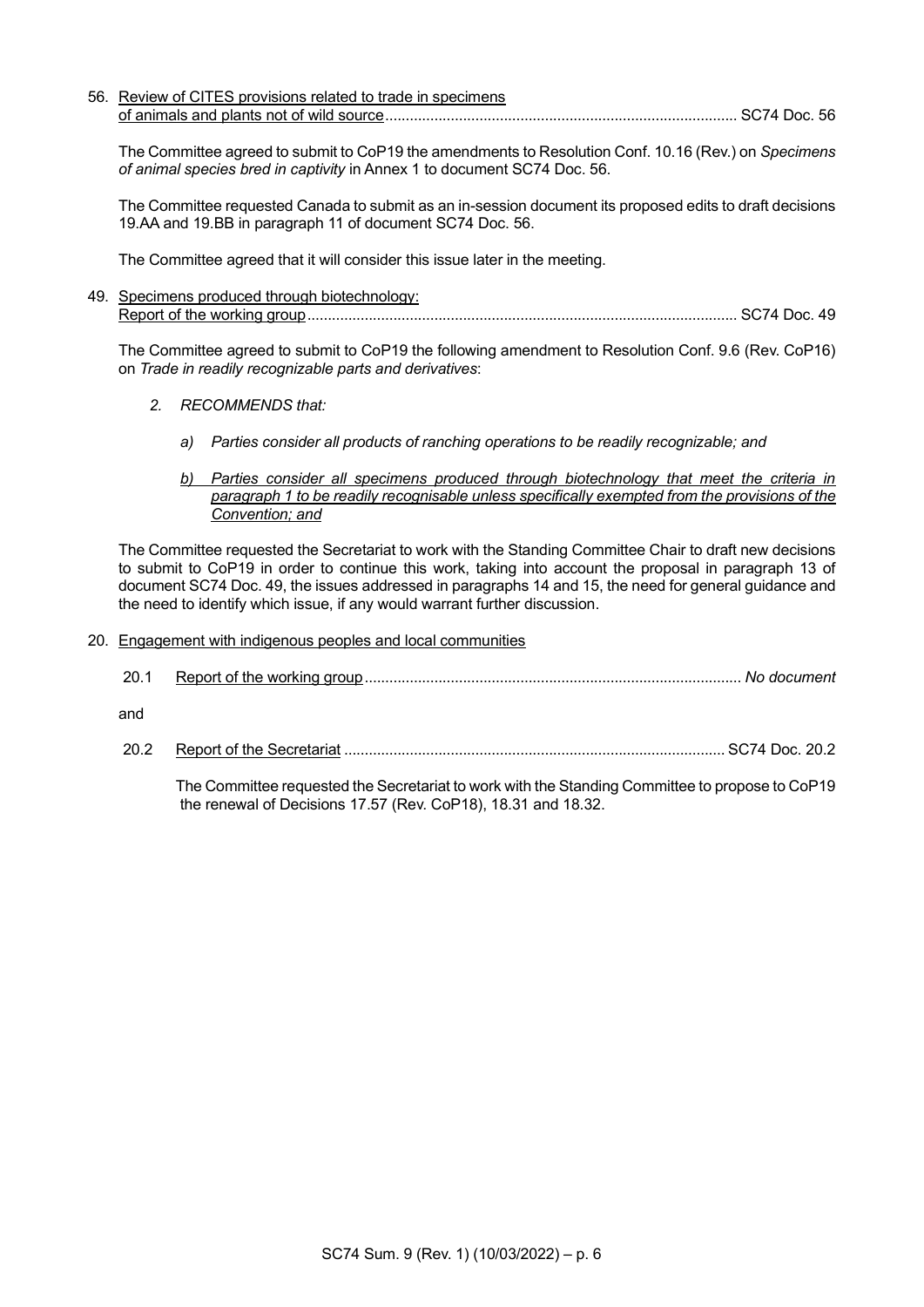56. Review of CITES provisions related to trade in specimens of animals and plants not of wild source ..................................................................................... SC74 Doc. 56

The Committee agreed to submit to CoP19 the amendments to Resolution Conf. 10.16 (Rev.) on *Specimens of animal species bred in captivity* in Annex 1 to document SC74 Doc. 56.

The Committee requested Canada to submit as an in-session document its proposed edits to draft decisions 19.AA and 19.BB in paragraph 11 of document SC74 Doc. 56.

The Committee agreed that it will consider this issue later in the meeting.

49. Specimens produced through biotechnology: Report of the working group ....................................................................................................... SC74 Doc. 49

The Committee agreed to submit to CoP19 the following amendment to Resolution Conf. 9.6 (Rev. CoP16) on *Trade in readily recognizable parts and derivatives*:

*2. RECOMMENDS that:*

*a) Parties consider all products of ranching operations to be readily recognizable; and*

*b) <u>Parties consider all specimens produced through biotechnology that meet the criteria in paragraph 1 to be readily recognisable unless specifically exempted from the provisions of the Convention; and</u>*

The Committee requested the Secretariat to work with the Standing Committee Chair to draft new decisions to submit to CoP19 in order to continue this work, taking into account the proposal in paragraph 13 of document SC74 Doc. 49, the issues addressed in paragraphs 14 and 15, the need for general guidance and the need to identify which issue, if any would warrant further discussion.

20. Engagement with indigenous peoples and local communities

20.1 Report of the working group ........................................................................................... *No document*

and

20.2 Report of the Secretariat ............................................................................................ SC74 Doc. 20.2

The Committee requested the Secretariat to work with the Standing Committee to propose to CoP19 the renewal of Decisions 17.57 (Rev. CoP18), 18.31 and 18.32.